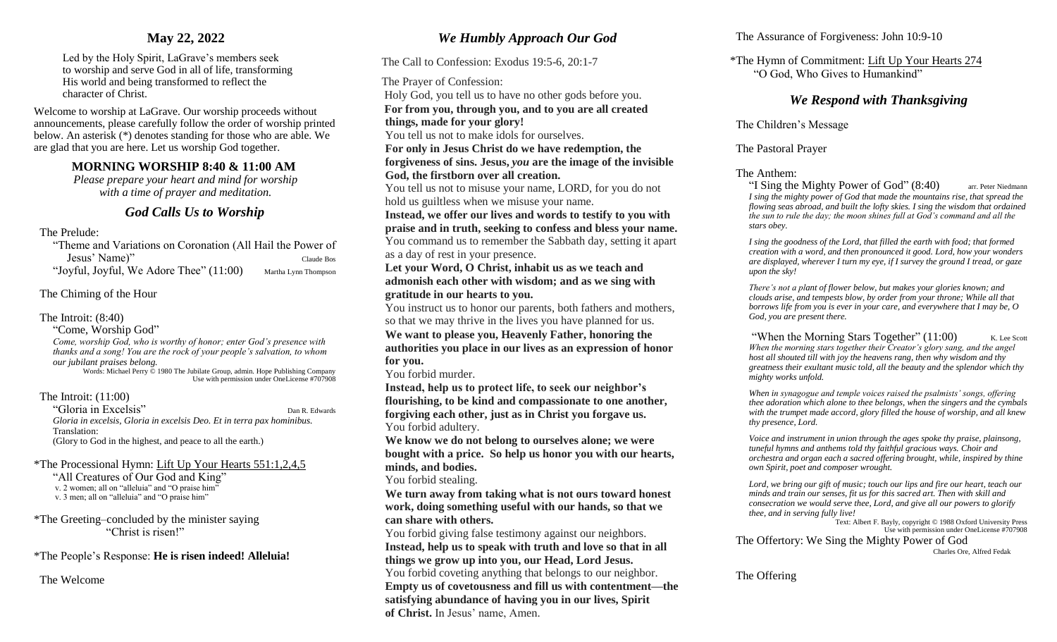## May 22, 2022

Led by the Holy Spirit, LaGrave's members seek to worship and serve God in all of life, transforming His world and being transformed to reflect the character of Christ.

Welcome to worship at LaGrave. Our worship proceeds without announcements, please carefully follow the order of worship printed below. An asterisk (*) denotes standing for those who are able. We are glad that you are here. Let us worship God together.

### MORNING WORSHIP 8:40 & 11:00 AM

*Please prepare your heart and mind for worship with a time of prayer and meditation.*

## *God Calls Us to Worship*

The Prelude:

"Theme and Variations on Coronation (All Hail the Power of Jesus' Name)" — Claude Bos

"Joyful, Joyful, We Adore Thee" (11:00) — Martha Lynn Thompson

The Chiming of the Hour

The Introit: (8:40)

"Come, Worship God"

*Come, worship God, who is worthy of honor; enter God's presence with thanks and a song! You are the rock of your people's salvation, to whom our jubilant praises belong.*

Words: Michael Perry © 1980 The Jubilate Group, admin. Hope Publishing Company
Use with permission under OneLicense #707908

The Introit: (11:00)

"Gloria in Excelsis" — Dan R. Edwards

*Gloria in excelsis, Gloria in excelsis Deo. Et in terra pax hominibus.*

Translation:
(Glory to God in the highest, and peace to all the earth.)

*The Processional Hymn: Lift Up Your Hearts 551:1,2,4,5

"All Creatures of Our God and King"

v. 2 women; all on "alleluia" and "O praise him"
v. 3 men; all on "alleluia" and "O praise him"

*The Greeting–concluded by the minister saying "Christ is risen!"

*The People's Response: **He is risen indeed! Alleluia!**

The Welcome

## *We Humbly Approach Our God*

The Call to Confession: Exodus 19:5-6, 20:1-7

The Prayer of Confession:

Holy God, you tell us to have no other gods before you.
**For from you, through you, and to you are all created things, made for your glory!**

You tell us not to make idols for ourselves.
**For only in Jesus Christ do we have redemption, the forgiveness of sins. Jesus, *you* are the image of the invisible God, the firstborn over all creation.**

You tell us not to misuse your name, LORD, for you do not hold us guiltless when we misuse your name.
**Instead, we offer our lives and words to testify to you with praise and in truth, seeking to confess and bless your name.**

You command us to remember the Sabbath day, setting it apart as a day of rest in your presence.
**Let your Word, O Christ, inhabit us as we teach and admonish each other with wisdom; and as we sing with gratitude in our hearts to you.**

You instruct us to honor our parents, both fathers and mothers, so that we may thrive in the lives you have planned for us.
**We want to please you, Heavenly Father, honoring the authorities you place in our lives as an expression of honor for you.**

You forbid murder.
**Instead, help us to protect life, to seek our neighbor's flourishing, to be kind and compassionate to one another, forgiving each other, just as in Christ you forgave us.**

You forbid adultery.
**We know we do not belong to ourselves alone; we were bought with a price. So help us honor you with our hearts, minds, and bodies.**

You forbid stealing.
**We turn away from taking what is not ours toward honest work, doing something useful with our hands, so that we can share with others.**

You forbid giving false testimony against our neighbors.
**Instead, help us to speak with truth and love so that in all things we grow up into you, our Head, Lord Jesus.**

You forbid coveting anything that belongs to our neighbor.
**Empty us of covetousness and fill us with contentment—the satisfying abundance of having you in our lives, Spirit of Christ.** In Jesus' name, Amen.

The Assurance of Forgiveness: John 10:9-10

*The Hymn of Commitment: Lift Up Your Hearts 274
"O God, Who Gives to Humankind"

## *We Respond with Thanksgiving*

The Children's Message

The Pastoral Prayer

The Anthem:

"I Sing the Mighty Power of God" (8:40) — arr. Peter Niedmann

*I sing the mighty power of God that made the mountains rise, that spread the flowing seas abroad, and built the lofty skies. I sing the wisdom that ordained the sun to rule the day; the moon shines full at God's command and all the stars obey.*

*I sing the goodness of the Lord, that filled the earth with food; that formed creation with a word, and then pronounced it good. Lord, how your wonders are displayed, wherever I turn my eye, if I survey the ground I tread, or gaze upon the sky!*

*There's not a plant of flower below, but makes your glories known; and clouds arise, and tempests blow, by order from your throne; While all that borrows life from you is ever in your care, and everywhere that I may be, O God, you are present there.*

"When the Morning Stars Together" (11:00) — K. Lee Scott

*When the morning stars together their Creator's glory sang, and the angel host all shouted till with joy the heavens rang, then why wisdom and thy greatness their exultant music told, all the beauty and the splendor which thy mighty works unfold.*

*When in synagogue and temple voices raised the psalmists' songs, offering thee adoration which alone to thee belongs, when the singers and the cymbals with the trumpet made accord, glory filled the house of worship, and all knew thy presence, Lord.*

*Voice and instrument in union through the ages spoke thy praise, plainsong, tuneful hymns and anthems told thy faithful gracious ways. Choir and orchestra and organ each a sacred offering brought, while, inspired by thine own Spirit, poet and composer wrought.*

*Lord, we bring our gift of music; touch our lips and fire our heart, teach our minds and train our senses, fit us for this sacred art. Then with skill and consecration we would serve thee, Lord, and give all our powers to glorify thee, and in serving fully live!*

Text: Albert F. Bayly, copyright © 1988 Oxford University Press
Use with permission under OneLicense #707908

The Offertory: We Sing the Mighty Power of God — Charles Ore, Alfred Fedak

The Offering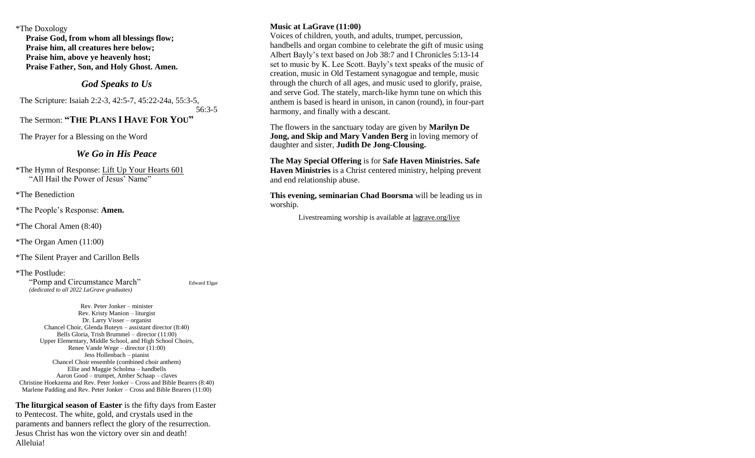*The Doxology

**Praise God, from whom all blessings flow;**
**Praise him, all creatures here below;**
**Praise him, above ye heavenly host;**
**Praise Father, Son, and Holy Ghost. Amen.**

## *God Speaks to Us*

The Scripture: Isaiah 2:2-3, 42:5-7, 45:22-24a, 55:3-5, 56:3-5

The Sermon: **"THE PLANS I HAVE FOR YOU"**

The Prayer for a Blessing on the Word

## *We Go in His Peace*

*The Hymn of Response: Lift Up Your Hearts 601
"All Hail the Power of Jesus' Name"

*The Benediction

*The People's Response: **Amen.**

*The Choral Amen (8:40)

*The Organ Amen (11:00)

*The Silent Prayer and Carillon Bells

*The Postlude:
"Pomp and Circumstance March" Edward Elgar
*(dedicated to all 2022 LaGrave graduates)*

Rev. Peter Jonker – minister
Rev. Kristy Manion – liturgist
Dr. Larry Visser – organist
Chancel Choir, Glenda Buteyn – assistant director (8:40)
Bells Gloria, Trish Brummel – director (11:00)
Upper Elementary, Middle School, and High School Choirs,
Renee Vande Wege – director (11:00)
Jess Hollenbach – pianist
Chancel Choir ensemble (combined choir anthem)
Ellie and Maggie Scholma – handbells
Aaron Good – trumpet, Amber Schaap – claves
Christine Hoekzema and Rev. Peter Jonker – Cross and Bible Bearers (8:40)
Marlene Padding and Rev. Peter Jonker – Cross and Bible Bearers (11:00)

**The liturgical season of Easter** is the fifty days from Easter to Pentecost. The white, gold, and crystals used in the paraments and banners reflect the glory of the resurrection. Jesus Christ has won the victory over sin and death! Alleluia!

**Music at LaGrave (11:00)**
Voices of children, youth, and adults, trumpet, percussion, handbells and organ combine to celebrate the gift of music using Albert Bayly's text based on Job 38:7 and I Chronicles 5:13-14 set to music by K. Lee Scott. Bayly's text speaks of the music of creation, music in Old Testament synagogue and temple, music through the church of all ages, and music used to glorify, praise, and serve God. The stately, march-like hymn tune on which this anthem is based is heard in unison, in canon (round), in four-part harmony, and finally with a descant.

The flowers in the sanctuary today are given by **Marilyn De Jong, and Skip and Mary Vanden Berg** in loving memory of daughter and sister, **Judith De Jong-Clousing.**

**The May Special Offering** is for **Safe Haven Ministries. Safe Haven Ministries** is a Christ centered ministry, helping prevent and end relationship abuse.

**This evening, seminarian Chad Boorsma** will be leading us in worship.

Livestreaming worship is available at lagrave.org/live